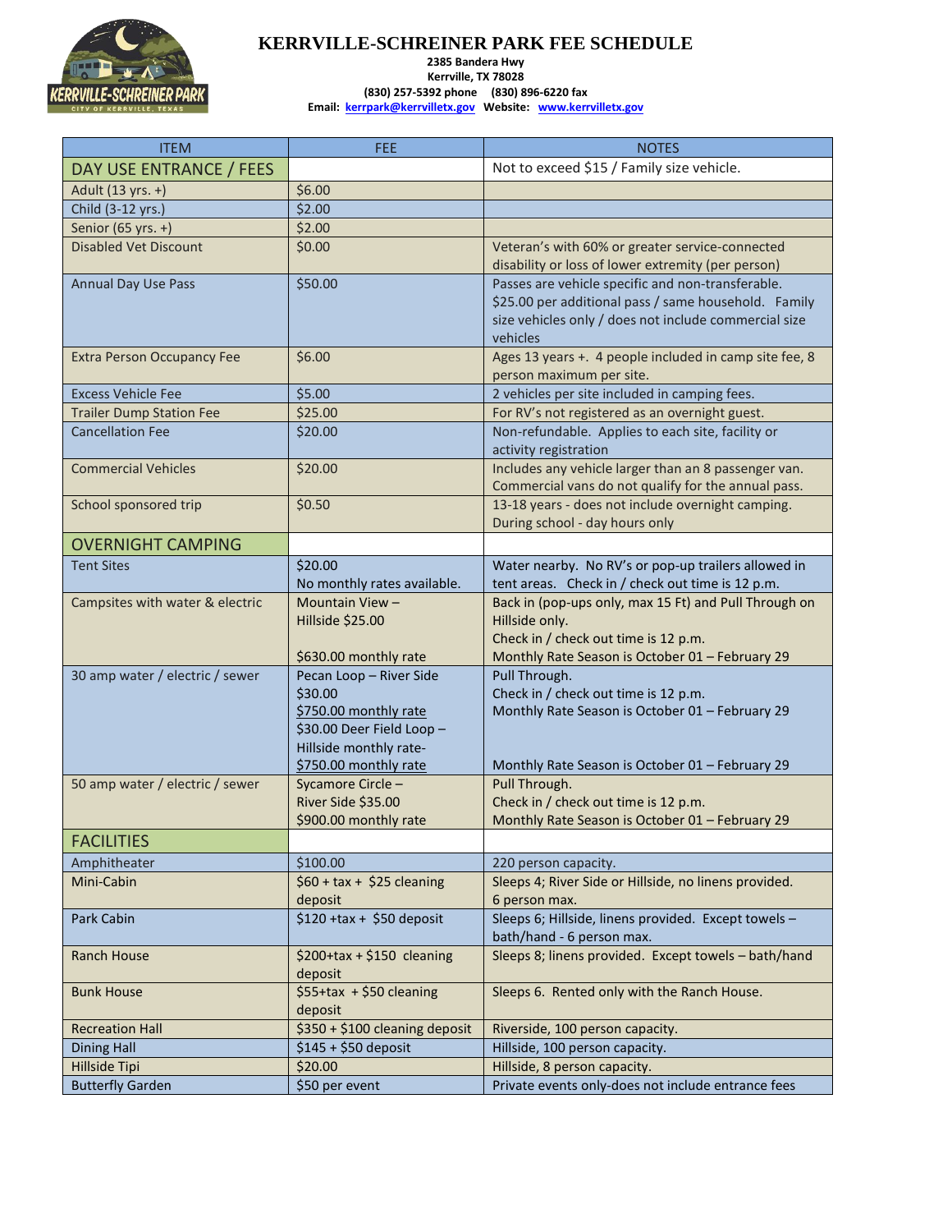# KERRVILLE-SCHREINER PARK FEE SCHEDULE

**2385 Bandera Hwy**
**Kerrville, TX 78028**
**(830) 257-5392 phone (830) 896-6220 fax**
**Email: kerrpark@kerrvilletx.gov Website: www.kerrvilletx.gov**

| ITEM | FEE | NOTES |
|---|---|---|
| DAY USE ENTRANCE / FEES | | Not to exceed $15 / Family size vehicle. |
| Adult (13 yrs. +) | $6.00 | |
| Child (3-12 yrs.) | $2.00 | |
| Senior (65 yrs. +) | $2.00 | |
| Disabled Vet Discount | $0.00 | Veteran's with 60% or greater service-connected disability or loss of lower extremity (per person) |
| Annual Day Use Pass | $50.00 | Passes are vehicle specific and non-transferable. $25.00 per additional pass / same household. Family size vehicles only / does not include commercial size vehicles |
| Extra Person Occupancy Fee | $6.00 | Ages 13 years +. 4 people included in camp site fee, 8 person maximum per site. |
| Excess Vehicle Fee | $5.00 | 2 vehicles per site included in camping fees. |
| Trailer Dump Station Fee | $25.00 | For RV's not registered as an overnight guest. |
| Cancellation Fee | $20.00 | Non-refundable. Applies to each site, facility or activity registration |
| Commercial Vehicles | $20.00 | Includes any vehicle larger than an 8 passenger van. Commercial vans do not qualify for the annual pass. |
| School sponsored trip | $0.50 | 13-18 years - does not include overnight camping. During school - day hours only |
| OVERNIGHT CAMPING | | |
| Tent Sites | $20.00 No monthly rates available. | Water nearby. No RV's or pop-up trailers allowed in tent areas. Check in / check out time is 12 p.m. |
| Campsites with water & electric | Mountain View – Hillside $25.00 $630.00 monthly rate | Back in (pop-ups only, max 15 Ft) and Pull Through on Hillside only. Check in / check out time is 12 p.m. Monthly Rate Season is October 01 – February 29 |
| 30 amp water / electric / sewer | Pecan Loop – River Side $30.00 $750.00 monthly rate $30.00 Deer Field Loop – Hillside monthly rate- $750.00 monthly rate | Pull Through. Check in / check out time is 12 p.m. Monthly Rate Season is October 01 – February 29 Monthly Rate Season is October 01 – February 29 |
| 50 amp water / electric / sewer | Sycamore Circle – River Side $35.00 $900.00 monthly rate | Pull Through. Check in / check out time is 12 p.m. Monthly Rate Season is October 01 – February 29 |
| FACILITIES | | |
| Amphitheater | $100.00 | 220 person capacity. |
| Mini-Cabin | $60 + tax + $25 cleaning deposit | Sleeps 4; River Side or Hillside, no linens provided. 6 person max. |
| Park Cabin | $120 +tax + $50 deposit | Sleeps 6; Hillside, linens provided. Except towels – bath/hand - 6 person max. |
| Ranch House | $200+tax + $150 cleaning deposit | Sleeps 8; linens provided. Except towels – bath/hand |
| Bunk House | $55+tax + $50 cleaning deposit | Sleeps 6. Rented only with the Ranch House. |
| Recreation Hall | $350 + $100 cleaning deposit | Riverside, 100 person capacity. |
| Dining Hall | $145 + $50 deposit | Hillside, 100 person capacity. |
| Hillside Tipi | $20.00 | Hillside, 8 person capacity. |
| Butterfly Garden | $50 per event | Private events only-does not include entrance fees |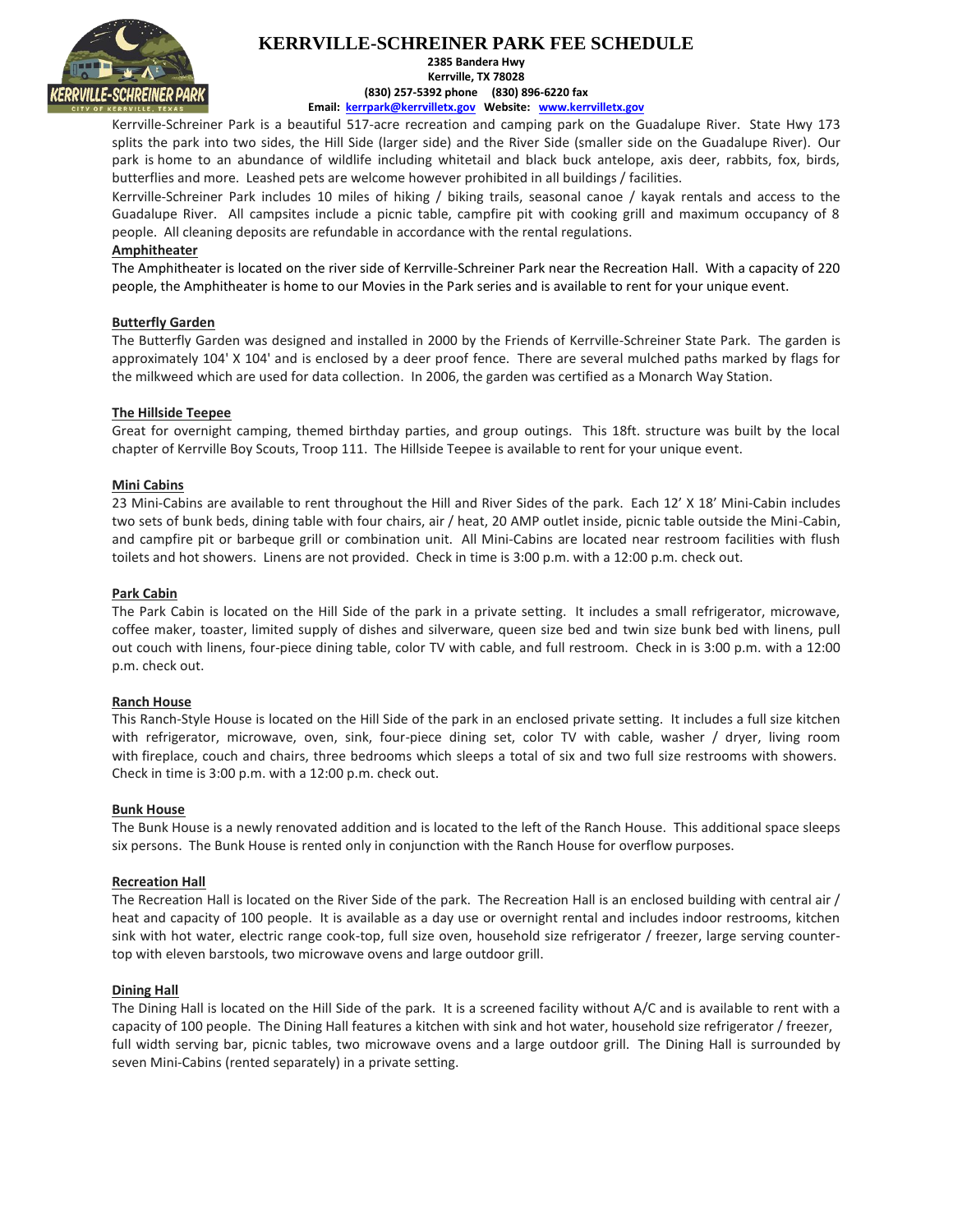# KERRVILLE-SCHREINER PARK FEE SCHEDULE

**2385 Bandera Hwy**
**Kerrville, TX 78028**
**(830) 257-5392 phone (830) 896-6220 fax**
**Email: kerrpark@kerrvilletx.gov Website: www.kerrvilletx.gov**

Kerrville-Schreiner Park is a beautiful 517-acre recreation and camping park on the Guadalupe River. State Hwy 173 splits the park into two sides, the Hill Side (larger side) and the River Side (smaller side on the Guadalupe River). Our park is home to an abundance of wildlife including whitetail and black buck antelope, axis deer, rabbits, fox, birds, butterflies and more. Leashed pets are welcome however prohibited in all buildings / facilities.

Kerrville-Schreiner Park includes 10 miles of hiking / biking trails, seasonal canoe / kayak rentals and access to the Guadalupe River. All campsites include a picnic table, campfire pit with cooking grill and maximum occupancy of 8 people. All cleaning deposits are refundable in accordance with the rental regulations.

## Amphitheater

The Amphitheater is located on the river side of Kerrville-Schreiner Park near the Recreation Hall. With a capacity of 220 people, the Amphitheater is home to our Movies in the Park series and is available to rent for your unique event.

## Butterfly Garden

The Butterfly Garden was designed and installed in 2000 by the Friends of Kerrville-Schreiner State Park. The garden is approximately 104' X 104' and is enclosed by a deer proof fence. There are several mulched paths marked by flags for the milkweed which are used for data collection. In 2006, the garden was certified as a Monarch Way Station.

## The Hillside Teepee

Great for overnight camping, themed birthday parties, and group outings. This 18ft. structure was built by the local chapter of Kerrville Boy Scouts, Troop 111. The Hillside Teepee is available to rent for your unique event.

## Mini Cabins

23 Mini-Cabins are available to rent throughout the Hill and River Sides of the park. Each 12' X 18' Mini-Cabin includes two sets of bunk beds, dining table with four chairs, air / heat, 20 AMP outlet inside, picnic table outside the Mini-Cabin, and campfire pit or barbeque grill or combination unit. All Mini-Cabins are located near restroom facilities with flush toilets and hot showers. Linens are not provided. Check in time is 3:00 p.m. with a 12:00 p.m. check out.

## Park Cabin

The Park Cabin is located on the Hill Side of the park in a private setting. It includes a small refrigerator, microwave, coffee maker, toaster, limited supply of dishes and silverware, queen size bed and twin size bunk bed with linens, pull out couch with linens, four-piece dining table, color TV with cable, and full restroom. Check in is 3:00 p.m. with a 12:00 p.m. check out.

## Ranch House

This Ranch-Style House is located on the Hill Side of the park in an enclosed private setting. It includes a full size kitchen with refrigerator, microwave, oven, sink, four-piece dining set, color TV with cable, washer / dryer, living room with fireplace, couch and chairs, three bedrooms which sleeps a total of six and two full size restrooms with showers. Check in time is 3:00 p.m. with a 12:00 p.m. check out.

## Bunk House

The Bunk House is a newly renovated addition and is located to the left of the Ranch House. This additional space sleeps six persons. The Bunk House is rented only in conjunction with the Ranch House for overflow purposes.

## Recreation Hall

The Recreation Hall is located on the River Side of the park. The Recreation Hall is an enclosed building with central air / heat and capacity of 100 people. It is available as a day use or overnight rental and includes indoor restrooms, kitchen sink with hot water, electric range cook-top, full size oven, household size refrigerator / freezer, large serving counter-top with eleven barstools, two microwave ovens and large outdoor grill.

## Dining Hall

The Dining Hall is located on the Hill Side of the park. It is a screened facility without A/C and is available to rent with a capacity of 100 people. The Dining Hall features a kitchen with sink and hot water, household size refrigerator / freezer, full width serving bar, picnic tables, two microwave ovens and a large outdoor grill. The Dining Hall is surrounded by seven Mini-Cabins (rented separately) in a private setting.